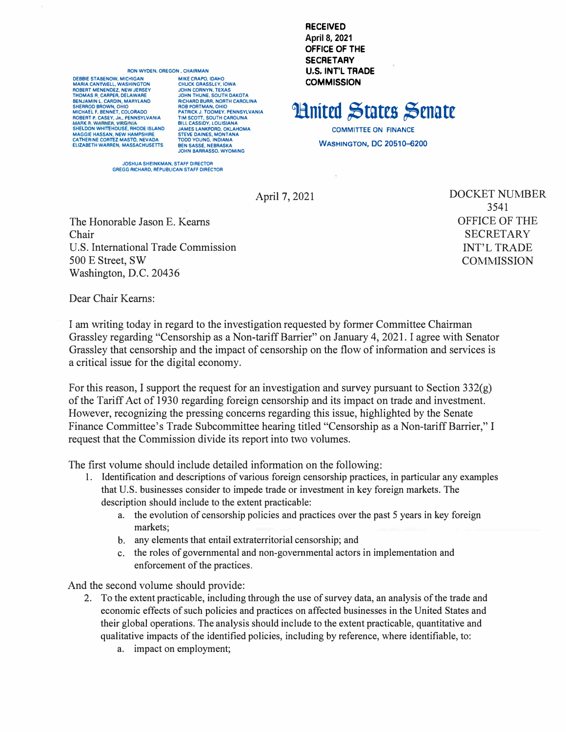RON WYDEN, OREGON, CHAIRMAN

| | |
|---|---|
| DEBBIE STABENOW, MICHIGAN | MIKE CRAPO, IDAHO |
| MARIA CANTWELL, WASHINGTON | CHUCK GRASSLEY, IOWA |
| ROBERT MENENDEZ, NEW JERSEY | JOHN CORNYN, TEXAS |
| THOMAS R. CARPER, DELAWARE | JOHN THUNE, SOUTH DAKOTA |
| BENJAMIN L. CARDIN, MARYLAND | RICHARD BURR, NORTH CAROLINA |
| SHERROD BROWN, OHIO | ROB PORTMAN, OHIO |
| MICHAEL F. BENNET, COLORADO | PATRICK J. TOOMEY, PENNSYLVANIA |
| ROBERT P. CASEY, JR., PENNSYLVANIA | TIM SCOTT, SOUTH CAROLINA |
| MARK R. WARNER, VIRGINIA | BILL CASSIDY, LOUISIANA |
| SHELDON WHITEHOUSE, RHODE ISLAND | JAMES LANKFORD, OKLAHOMA |
| MAGGIE HASSAN, NEW HAMPSHIRE | STEVE DAINES, MONTANA |
| CATHERINE CORTEZ MASTO, NEVADA | TODD YOUNG, INDIANA |
| ELIZABETH WARREN, MASSACHUSETTS | BEN SASSE, NEBRASKA |
| | JOHN BARRASSO, WYOMING |

JOSHUA SHEINKMAN, STAFF DIRECTOR
GREGG RICHARD, REPUBLICAN STAFF DIRECTOR

**RECEIVED**
**April 8, 2021**
**OFFICE OF THE SECRETARY**
**U.S. INT'L TRADE COMMISSION**

# United States Senate

COMMITTEE ON FINANCE

WASHINGTON, DC 20510–6200

April 7, 2021

DOCKET NUMBER
3541
OFFICE OF THE SECRETARY
INT'L TRADE COMMISSION

The Honorable Jason E. Kearns
Chair
U.S. International Trade Commission
500 E Street, SW
Washington, D.C. 20436

Dear Chair Kearns:

I am writing today in regard to the investigation requested by former Committee Chairman Grassley regarding "Censorship as a Non-tariff Barrier" on January 4, 2021. I agree with Senator Grassley that censorship and the impact of censorship on the flow of information and services is a critical issue for the digital economy.

For this reason, I support the request for an investigation and survey pursuant to Section 332(g) of the Tariff Act of 1930 regarding foreign censorship and its impact on trade and investment. However, recognizing the pressing concerns regarding this issue, highlighted by the Senate Finance Committee's Trade Subcommittee hearing titled "Censorship as a Non-tariff Barrier," I request that the Commission divide its report into two volumes.

The first volume should include detailed information on the following:

1. Identification and descriptions of various foreign censorship practices, in particular any examples that U.S. businesses consider to impede trade or investment in key foreign markets. The description should include to the extent practicable:
    a. the evolution of censorship policies and practices over the past 5 years in key foreign markets;
    b. any elements that entail extraterritorial censorship; and
    c. the roles of governmental and non-governmental actors in implementation and enforcement of the practices.

And the second volume should provide:

2. To the extent practicable, including through the use of survey data, an analysis of the trade and economic effects of such policies and practices on affected businesses in the United States and their global operations. The analysis should include to the extent practicable, quantitative and qualitative impacts of the identified policies, including by reference, where identifiable, to:
    a. impact on employment;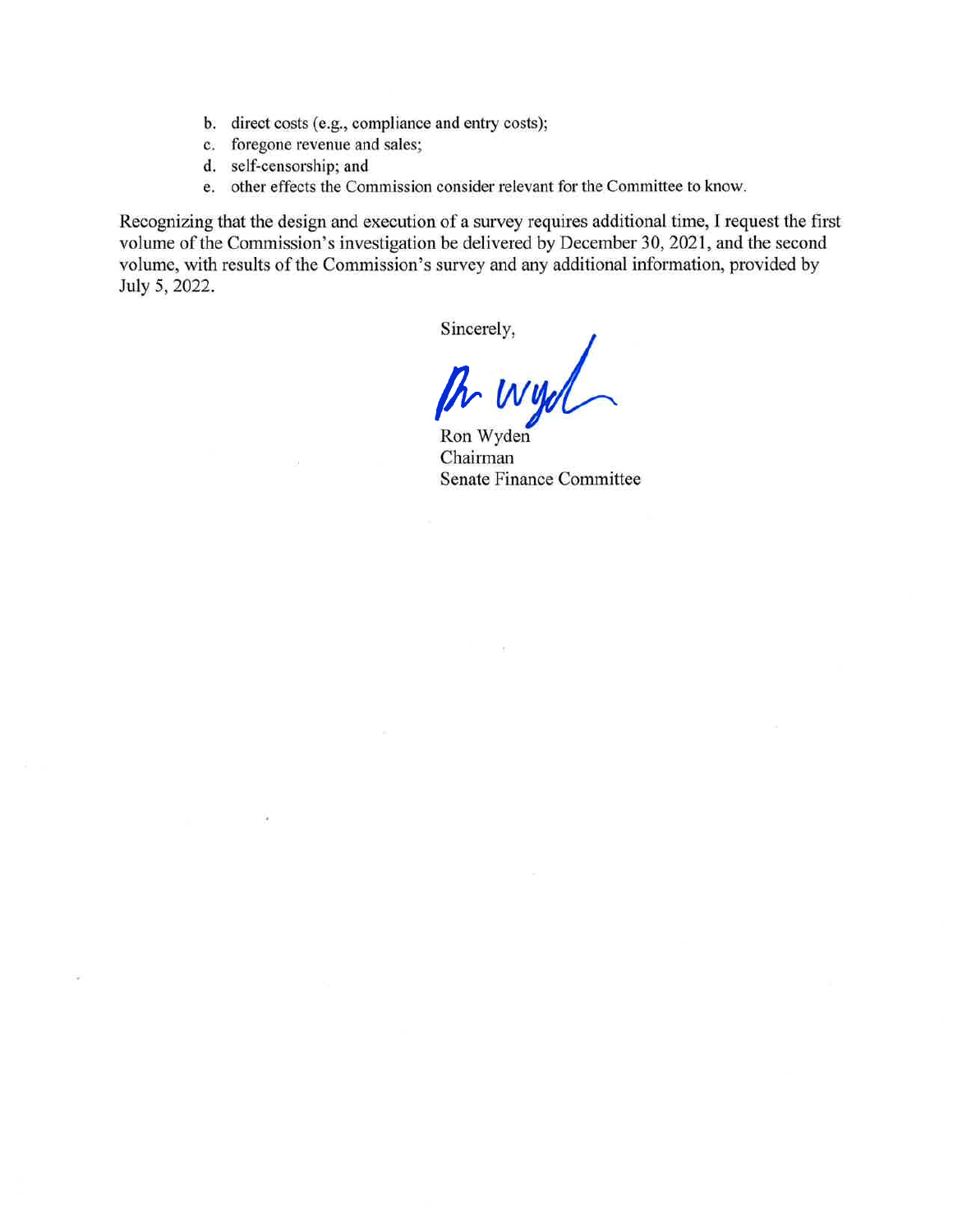b. direct costs (e.g., compliance and entry costs);
c. foregone revenue and sales;
d. self-censorship; and
e. other effects the Commission consider relevant for the Committee to know.

Recognizing that the design and execution of a survey requires additional time, I request the first volume of the Commission's investigation be delivered by December 30, 2021, and the second volume, with results of the Commission's survey and any additional information, provided by July 5, 2022.

Sincerely,

Ron Wyden
Chairman
Senate Finance Committee